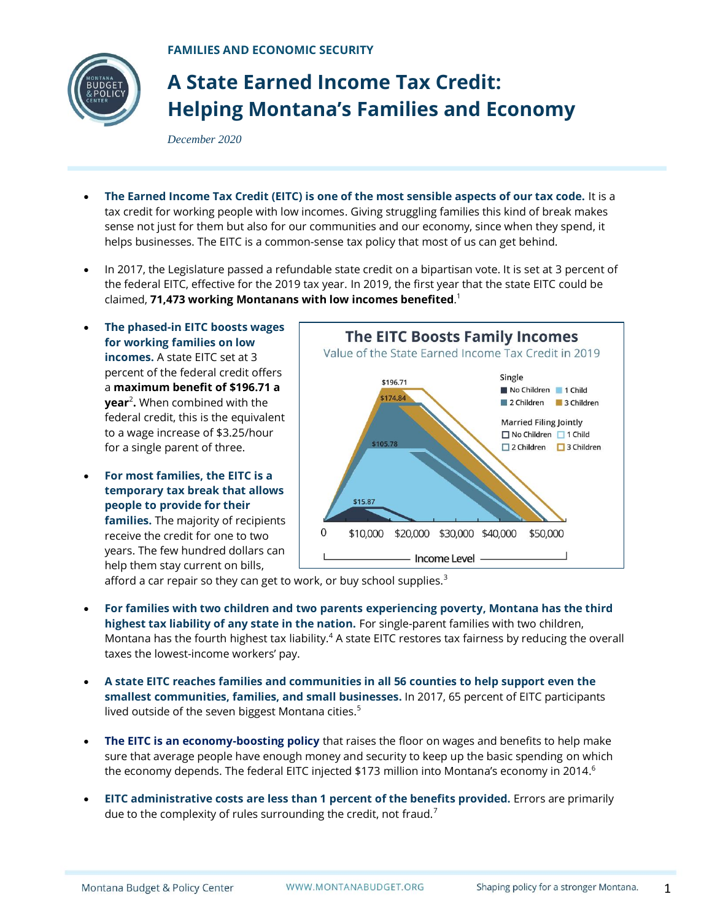**FAMILIES AND ECONOMIC SECURITY**

# A State Earned Income Tax Credit: Helping Montana's Families and Economy

*December 2020*

- **The Earned Income Tax Credit (EITC) is one of the most sensible aspects of our tax code.** It is a tax credit for working people with low incomes. Giving struggling families this kind of break makes sense not just for them but also for our communities and our economy, since when they spend, it helps businesses. The EITC is a common-sense tax policy that most of us can get behind.

- In 2017, the Legislature passed a refundable state credit on a bipartisan vote. It is set at 3 percent of the federal EITC, effective for the 2019 tax year. In 2019, the first year that the state EITC could be claimed, **71,473 working Montanans with low incomes benefited**.[1]

- **The phased-in EITC boosts wages for working families on low incomes.** A state EITC set at 3 percent of the federal credit offers a **maximum benefit of $196.71 a year**[2]**.** When combined with the federal credit, this is the equivalent to a wage increase of $3.25/hour for a single parent of three.

- **For most families, the EITC is a temporary tax break that allows people to provide for their families.** The majority of recipients receive the credit for one to two years. The few hundred dollars can help them stay current on bills, afford a car repair so they can get to work, or buy school supplies.[3]

**The EITC Boosts Family Incomes**

Value of the State Earned Income Tax Credit in 2019

- **For families with two children and two parents experiencing poverty, Montana has the third highest tax liability of any state in the nation.** For single-parent families with two children, Montana has the fourth highest tax liability.[4] A state EITC restores tax fairness by reducing the overall taxes the lowest-income workers' pay.

- **A state EITC reaches families and communities in all 56 counties to help support even the smallest communities, families, and small businesses.** In 2017, 65 percent of EITC participants lived outside of the seven biggest Montana cities.[5]

- **The EITC is an economy-boosting policy** that raises the floor on wages and benefits to help make sure that average people have enough money and security to keep up the basic spending on which the economy depends. The federal EITC injected $173 million into Montana's economy in 2014.[6]

- **EITC administrative costs are less than 1 percent of the benefits provided.** Errors are primarily due to the complexity of rules surrounding the credit, not fraud.[7]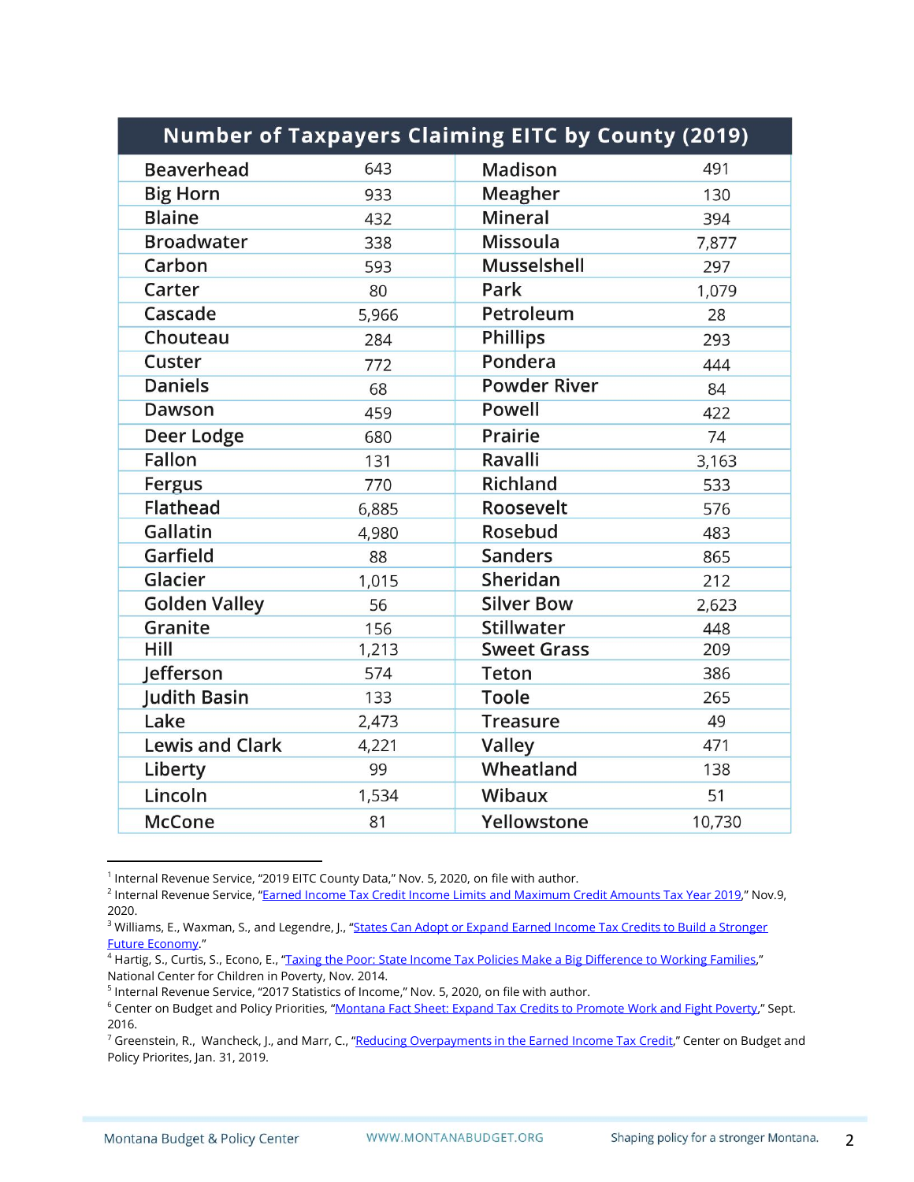| Number of Taxpayers Claiming EITC by County (2019) | | | |
|---|---|---|---|
| Beaverhead | 643 | Madison | 491 |
| Big Horn | 933 | Meagher | 130 |
| Blaine | 432 | Mineral | 394 |
| Broadwater | 338 | Missoula | 7,877 |
| Carbon | 593 | Musselshell | 297 |
| Carter | 80 | Park | 1,079 |
| Cascade | 5,966 | Petroleum | 28 |
| Chouteau | 284 | Phillips | 293 |
| Custer | 772 | Pondera | 444 |
| Daniels | 68 | Powder River | 84 |
| Dawson | 459 | Powell | 422 |
| Deer Lodge | 680 | Prairie | 74 |
| Fallon | 131 | Ravalli | 3,163 |
| Fergus | 770 | Richland | 533 |
| Flathead | 6,885 | Roosevelt | 576 |
| Gallatin | 4,980 | Rosebud | 483 |
| Garfield | 88 | Sanders | 865 |
| Glacier | 1,015 | Sheridan | 212 |
| Golden Valley | 56 | Silver Bow | 2,623 |
| Granite | 156 | Stillwater | 448 |
| Hill | 1,213 | Sweet Grass | 209 |
| Jefferson | 574 | Teton | 386 |
| Judith Basin | 133 | Toole | 265 |
| Lake | 2,473 | Treasure | 49 |
| Lewis and Clark | 4,221 | Valley | 471 |
| Liberty | 99 | Wheatland | 138 |
| Lincoln | 1,534 | Wibaux | 51 |
| McCone | 81 | Yellowstone | 10,730 |

[1] Internal Revenue Service, "2019 EITC County Data," Nov. 5, 2020, on file with author.
[2] Internal Revenue Service, "Earned Income Tax Credit Income Limits and Maximum Credit Amounts Tax Year 2019," Nov.9, 2020.
[3] Williams, E., Waxman, S., and Legendre, J., "States Can Adopt or Expand Earned Income Tax Credits to Build a Stronger Future Economy."
[4] Hartig, S., Curtis, S., Econo, E., "Taxing the Poor: State Income Tax Policies Make a Big Difference to Working Families," National Center for Children in Poverty, Nov. 2014.
[5] Internal Revenue Service, "2017 Statistics of Income," Nov. 5, 2020, on file with author.
[6] Center on Budget and Policy Priorities, "Montana Fact Sheet: Expand Tax Credits to Promote Work and Fight Poverty," Sept. 2016.
[7] Greenstein, R., Wancheck, J., and Marr, C., "Reducing Overpayments in the Earned Income Tax Credit," Center on Budget and Policy Priorites, Jan. 31, 2019.